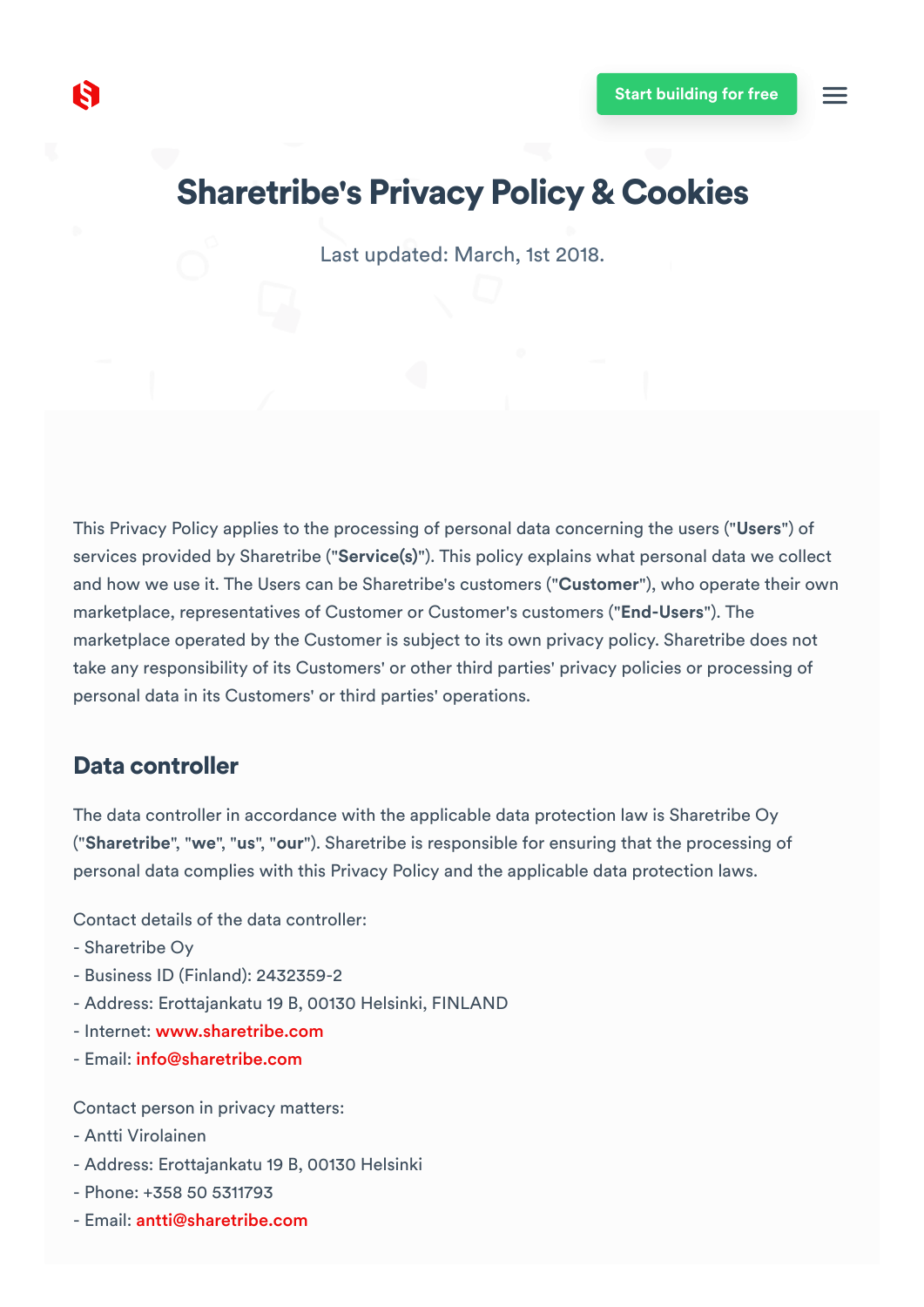# Sharetribe's Privacy Policy & Cookies

Last updated: March, 1st 2018.

This Privacy Policy applies to the processing of personal data concerning the users ("**Users**") of services provided by Sharetribe ("**Service(s)**"). This policy explains what personal data we collect and how we use it. The Users can be Sharetribe's customers ("**Customer**"), who operate their own marketplace, representatives of Customer or Customer's customers ("**End-Users**"). The marketplace operated by the Customer is subject to its own privacy policy. Sharetribe does not take any responsibility of its Customers' or other third parties' privacy policies or processing of personal data in its Customers' or third parties' operations.

## Data controller

The data controller in accordance with the applicable data protection law is Sharetribe Oy ("**Sharetribe**", "**we**", "**us**", "**our**"). Sharetribe is responsible for ensuring that the processing of personal data complies with this Privacy Policy and the applicable data protection laws.

Contact details of the data controller:
- Sharetribe Oy
- Business ID (Finland): 2432359-2
- Address: Erottajankatu 19 B, 00130 Helsinki, FINLAND
- Internet: www.sharetribe.com
- Email: info@sharetribe.com

Contact person in privacy matters:
- Antti Virolainen
- Address: Erottajankatu 19 B, 00130 Helsinki
- Phone: +358 50 5311793
- Email: antti@sharetribe.com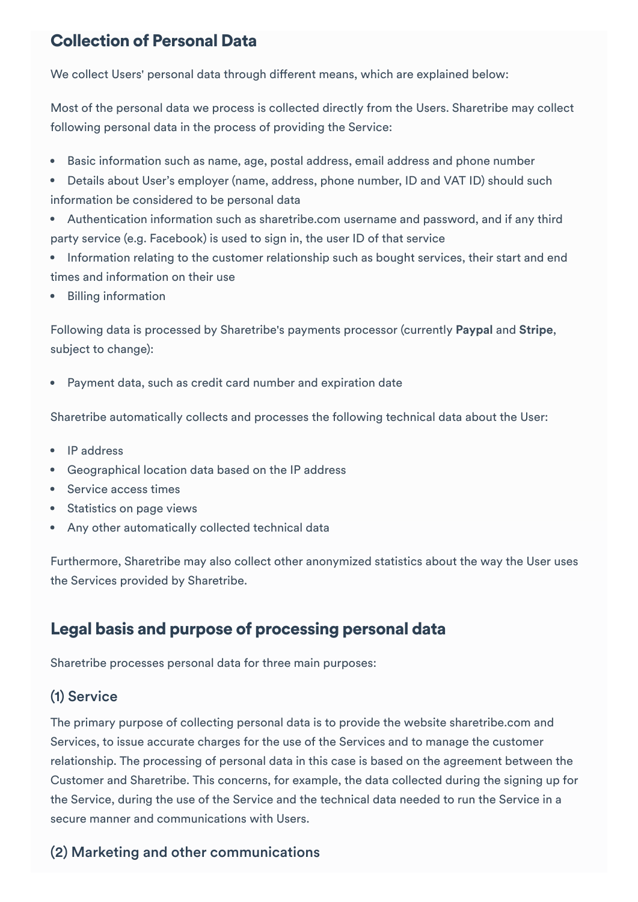## Collection of Personal Data

We collect Users' personal data through different means, which are explained below:

Most of the personal data we process is collected directly from the Users. Sharetribe may collect following personal data in the process of providing the Service:

- Basic information such as name, age, postal address, email address and phone number
- Details about User's employer (name, address, phone number, ID and VAT ID) should such information be considered to be personal data
- Authentication information such as sharetribe.com username and password, and if any third party service (e.g. Facebook) is used to sign in, the user ID of that service
- Information relating to the customer relationship such as bought services, their start and end times and information on their use
- Billing information

Following data is processed by Sharetribe's payments processor (currently **Paypal** and **Stripe**, subject to change):

- Payment data, such as credit card number and expiration date

Sharetribe automatically collects and processes the following technical data about the User:

- IP address
- Geographical location data based on the IP address
- Service access times
- Statistics on page views
- Any other automatically collected technical data

Furthermore, Sharetribe may also collect other anonymized statistics about the way the User uses the Services provided by Sharetribe.

## Legal basis and purpose of processing personal data

Sharetribe processes personal data for three main purposes:

### (1) Service

The primary purpose of collecting personal data is to provide the website sharetribe.com and Services, to issue accurate charges for the use of the Services and to manage the customer relationship. The processing of personal data in this case is based on the agreement between the Customer and Sharetribe. This concerns, for example, the data collected during the signing up for the Service, during the use of the Service and the technical data needed to run the Service in a secure manner and communications with Users.

### (2) Marketing and other communications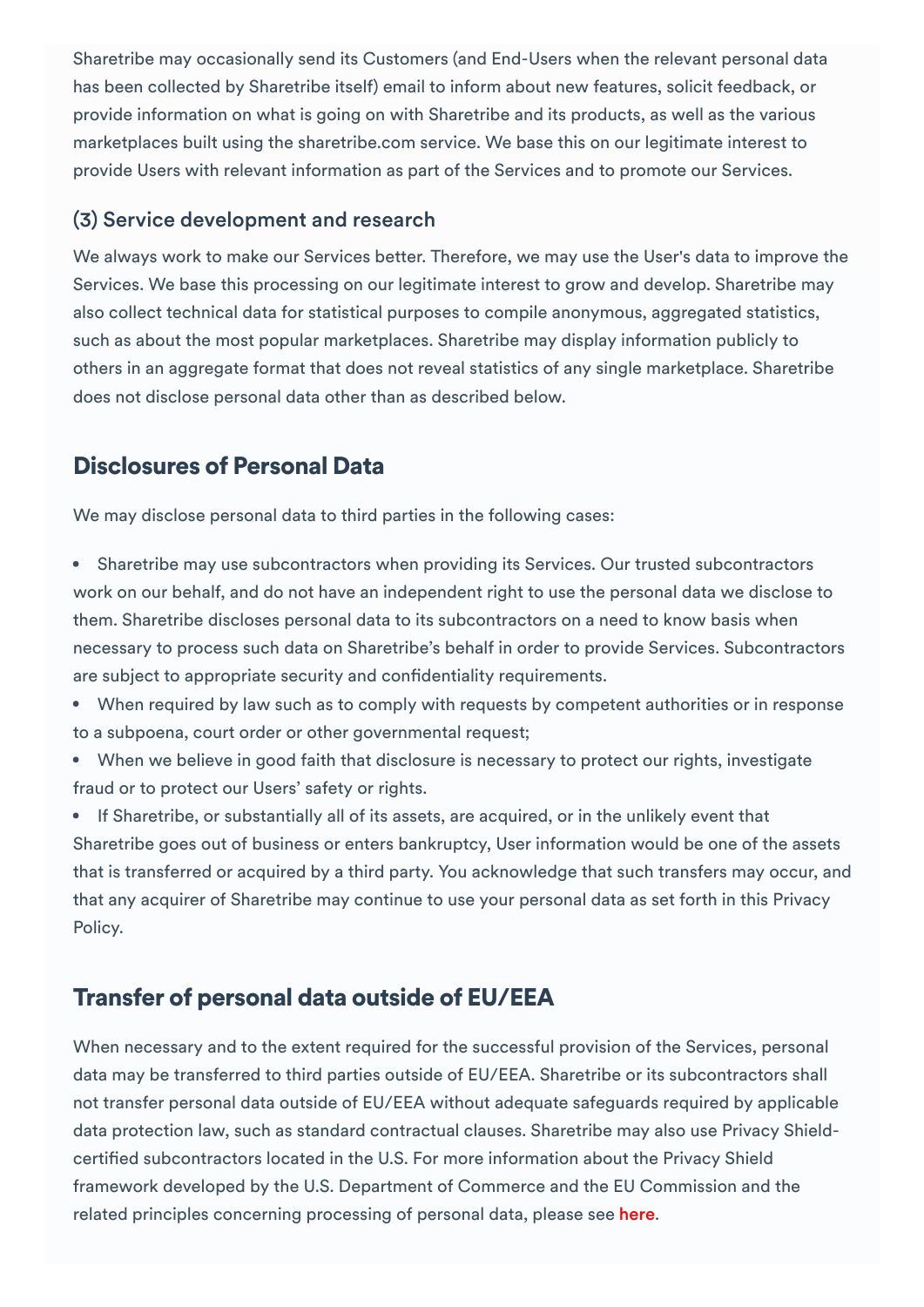Sharetribe may occasionally send its Customers (and End-Users when the relevant personal data has been collected by Sharetribe itself) email to inform about new features, solicit feedback, or provide information on what is going on with Sharetribe and its products, as well as the various marketplaces built using the sharetribe.com service. We base this on our legitimate interest to provide Users with relevant information as part of the Services and to promote our Services.

### (3) Service development and research

We always work to make our Services better. Therefore, we may use the User's data to improve the Services. We base this processing on our legitimate interest to grow and develop. Sharetribe may also collect technical data for statistical purposes to compile anonymous, aggregated statistics, such as about the most popular marketplaces. Sharetribe may display information publicly to others in an aggregate format that does not reveal statistics of any single marketplace. Sharetribe does not disclose personal data other than as described below.

## Disclosures of Personal Data

We may disclose personal data to third parties in the following cases:

- Sharetribe may use subcontractors when providing its Services. Our trusted subcontractors work on our behalf, and do not have an independent right to use the personal data we disclose to them. Sharetribe discloses personal data to its subcontractors on a need to know basis when necessary to process such data on Sharetribe's behalf in order to provide Services. Subcontractors are subject to appropriate security and confidentiality requirements.
- When required by law such as to comply with requests by competent authorities or in response to a subpoena, court order or other governmental request;
- When we believe in good faith that disclosure is necessary to protect our rights, investigate fraud or to protect our Users' safety or rights.
- If Sharetribe, or substantially all of its assets, are acquired, or in the unlikely event that Sharetribe goes out of business or enters bankruptcy, User information would be one of the assets that is transferred or acquired by a third party. You acknowledge that such transfers may occur, and that any acquirer of Sharetribe may continue to use your personal data as set forth in this Privacy Policy.

## Transfer of personal data outside of EU/EEA

When necessary and to the extent required for the successful provision of the Services, personal data may be transferred to third parties outside of EU/EEA. Sharetribe or its subcontractors shall not transfer personal data outside of EU/EEA without adequate safeguards required by applicable data protection law, such as standard contractual clauses. Sharetribe may also use Privacy Shield-certified subcontractors located in the U.S. For more information about the Privacy Shield framework developed by the U.S. Department of Commerce and the EU Commission and the related principles concerning processing of personal data, please see **here**.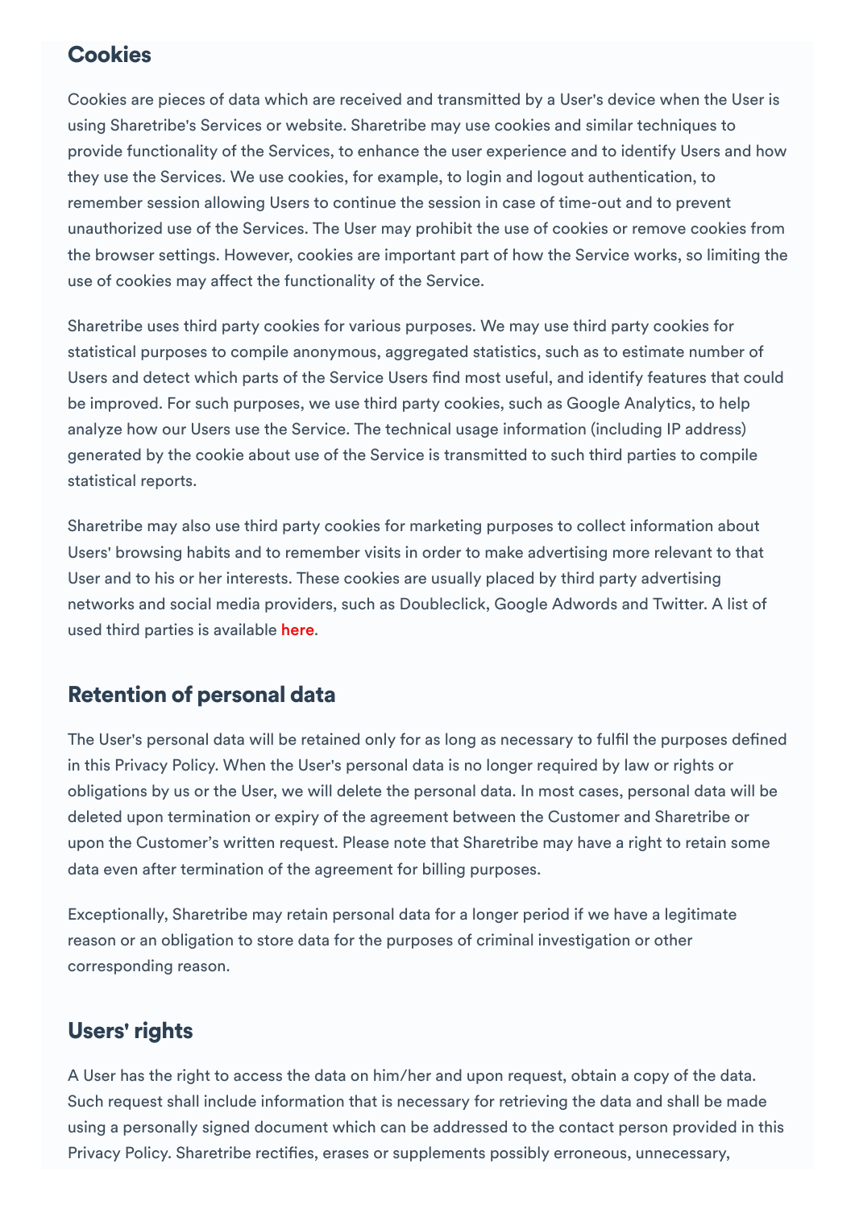## Cookies

Cookies are pieces of data which are received and transmitted by a User's device when the User is using Sharetribe's Services or website. Sharetribe may use cookies and similar techniques to provide functionality of the Services, to enhance the user experience and to identify Users and how they use the Services. We use cookies, for example, to login and logout authentication, to remember session allowing Users to continue the session in case of time-out and to prevent unauthorized use of the Services. The User may prohibit the use of cookies or remove cookies from the browser settings. However, cookies are important part of how the Service works, so limiting the use of cookies may affect the functionality of the Service.

Sharetribe uses third party cookies for various purposes. We may use third party cookies for statistical purposes to compile anonymous, aggregated statistics, such as to estimate number of Users and detect which parts of the Service Users find most useful, and identify features that could be improved. For such purposes, we use third party cookies, such as Google Analytics, to help analyze how our Users use the Service. The technical usage information (including IP address) generated by the cookie about use of the Service is transmitted to such third parties to compile statistical reports.

Sharetribe may also use third party cookies for marketing purposes to collect information about Users' browsing habits and to remember visits in order to make advertising more relevant to that User and to his or her interests. These cookies are usually placed by third party advertising networks and social media providers, such as Doubleclick, Google Adwords and Twitter. A list of used third parties is available **here**.

## Retention of personal data

The User's personal data will be retained only for as long as necessary to fulfil the purposes defined in this Privacy Policy. When the User's personal data is no longer required by law or rights or obligations by us or the User, we will delete the personal data. In most cases, personal data will be deleted upon termination or expiry of the agreement between the Customer and Sharetribe or upon the Customer's written request. Please note that Sharetribe may have a right to retain some data even after termination of the agreement for billing purposes.

Exceptionally, Sharetribe may retain personal data for a longer period if we have a legitimate reason or an obligation to store data for the purposes of criminal investigation or other corresponding reason.

## Users' rights

A User has the right to access the data on him/her and upon request, obtain a copy of the data. Such request shall include information that is necessary for retrieving the data and shall be made using a personally signed document which can be addressed to the contact person provided in this Privacy Policy. Sharetribe rectifies, erases or supplements possibly erroneous, unnecessary,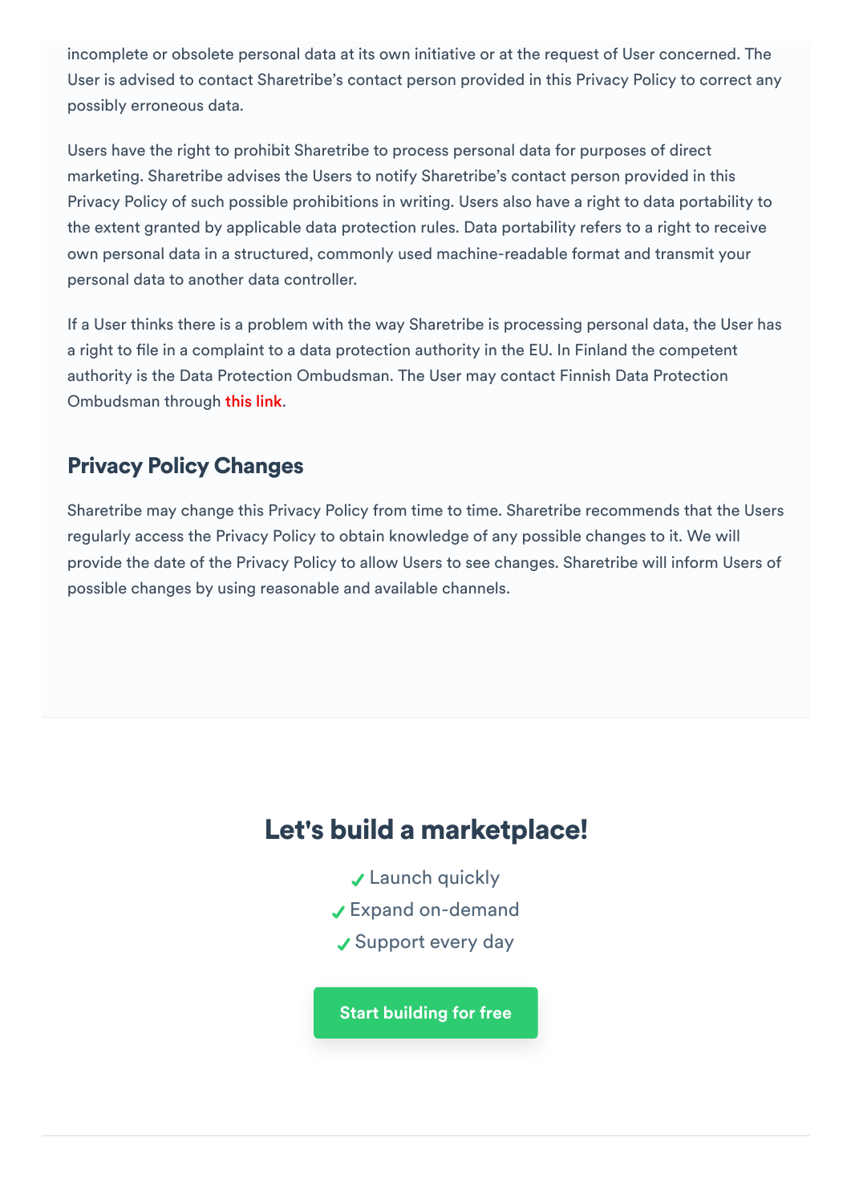incomplete or obsolete personal data at its own initiative or at the request of User concerned. The User is advised to contact Sharetribe's contact person provided in this Privacy Policy to correct any possibly erroneous data.

Users have the right to prohibit Sharetribe to process personal data for purposes of direct marketing. Sharetribe advises the Users to notify Sharetribe's contact person provided in this Privacy Policy of such possible prohibitions in writing. Users also have a right to data portability to the extent granted by applicable data protection rules. Data portability refers to a right to receive own personal data in a structured, commonly used machine-readable format and transmit your personal data to another data controller.

If a User thinks there is a problem with the way Sharetribe is processing personal data, the User has a right to file in a complaint to a data protection authority in the EU. In Finland the competent authority is the Data Protection Ombudsman. The User may contact Finnish Data Protection Ombudsman through this link.

## Privacy Policy Changes

Sharetribe may change this Privacy Policy from time to time. Sharetribe recommends that the Users regularly access the Privacy Policy to obtain knowledge of any possible changes to it. We will provide the date of the Privacy Policy to allow Users to see changes. Sharetribe will inform Users of possible changes by using reasonable and available channels.

## Let's build a marketplace!

- ✓ Launch quickly
- ✓ Expand on-demand
- ✓ Support every day

Start building for free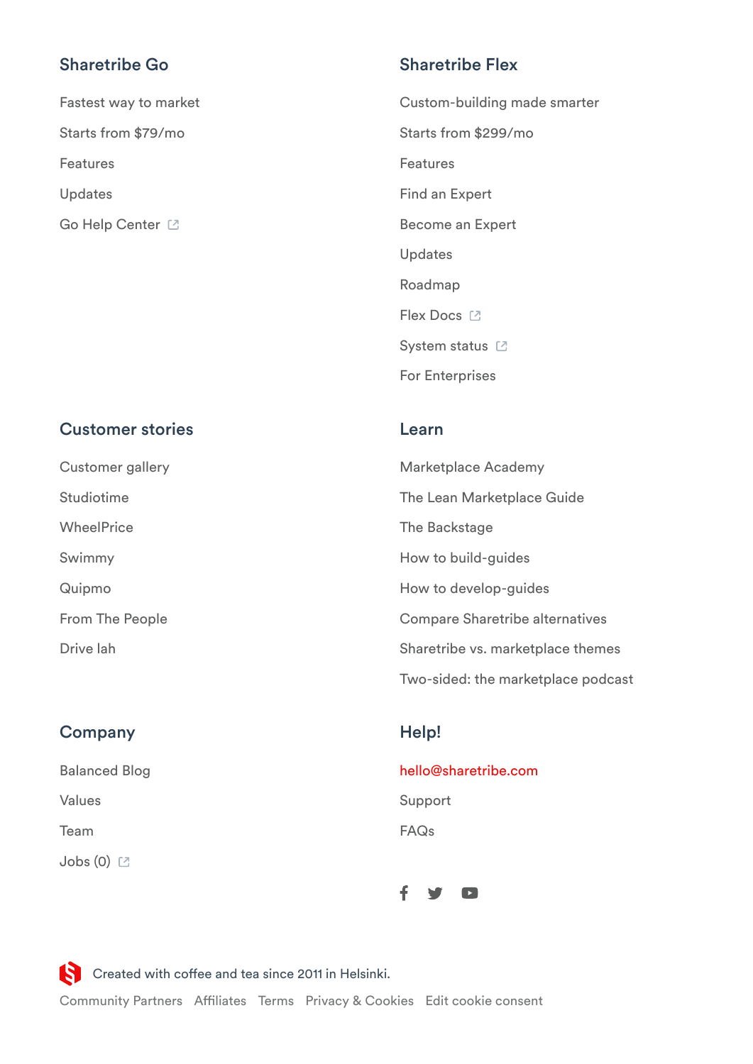## Sharetribe Go

- Fastest way to market
- Starts from $79/mo
- Features
- Updates
- Go Help Center

## Sharetribe Flex

- Custom-building made smarter
- Starts from $299/mo
- Features
- Find an Expert
- Become an Expert
- Updates
- Roadmap
- Flex Docs
- System status
- For Enterprises

## Customer stories

- Customer gallery
- Studiotime
- WheelPrice
- Swimmy
- Quipmo
- From The People
- Drive lah

## Learn

- Marketplace Academy
- The Lean Marketplace Guide
- The Backstage
- How to build-guides
- How to develop-guides
- Compare Sharetribe alternatives
- Sharetribe vs. marketplace themes
- Two-sided: the marketplace podcast

## Company

- Balanced Blog
- Values
- Team
- Jobs (0)

## Help!

- hello@sharetribe.com
- Support
- FAQs

Created with coffee and tea since 2011 in Helsinki.

Community Partners Affiliates Terms Privacy & Cookies Edit cookie consent